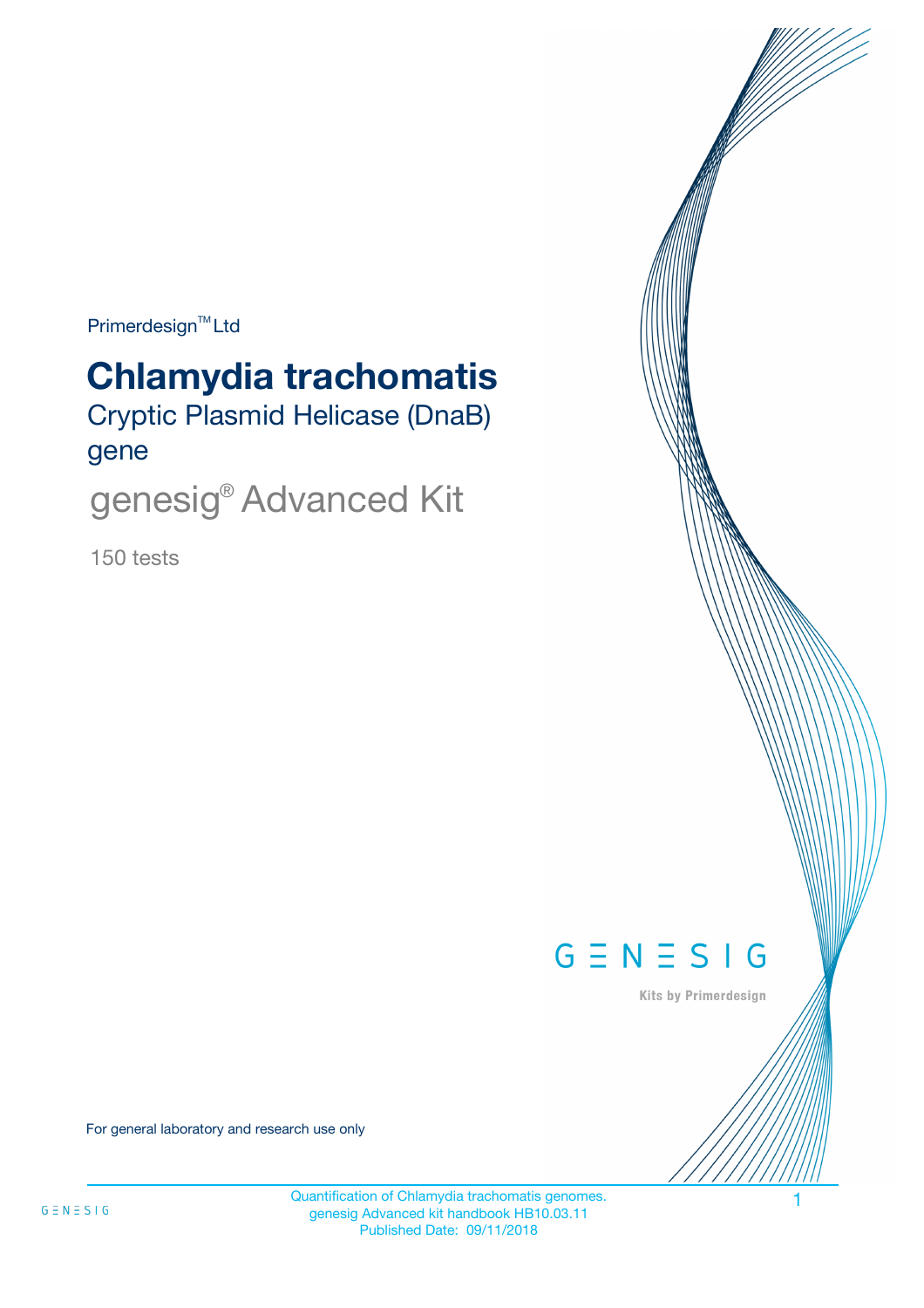Primerdesign™ Ltd

# Chlamydia trachomatis

## Cryptic Plasmid Helicase (DnaB) gene

## genesig® Advanced Kit

150 tests

GENESIG

Kits by Primerdesign

For general laboratory and research use only

Quantification of Chlamydia trachomatis genomes.
genesig Advanced kit handbook HB10.03.11
Published Date: 09/11/2018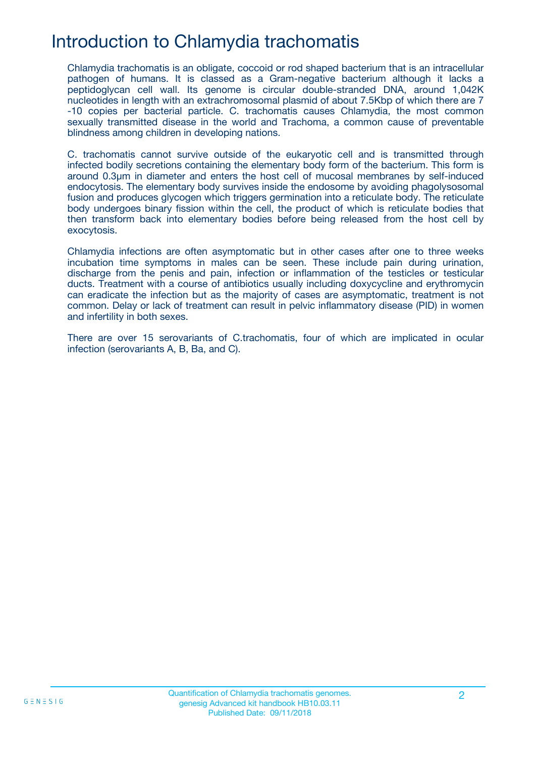# Introduction to Chlamydia trachomatis

Chlamydia trachomatis is an obligate, coccoid or rod shaped bacterium that is an intracellular pathogen of humans. It is classed as a Gram-negative bacterium although it lacks a peptidoglycan cell wall. Its genome is circular double-stranded DNA, around 1,042K nucleotides in length with an extrachromosomal plasmid of about 7.5Kbp of which there are 7 -10 copies per bacterial particle. C. trachomatis causes Chlamydia, the most common sexually transmitted disease in the world and Trachoma, a common cause of preventable blindness among children in developing nations.

C. trachomatis cannot survive outside of the eukaryotic cell and is transmitted through infected bodily secretions containing the elementary body form of the bacterium. This form is around 0.3µm in diameter and enters the host cell of mucosal membranes by self-induced endocytosis. The elementary body survives inside the endosome by avoiding phagolysosomal fusion and produces glycogen which triggers germination into a reticulate body. The reticulate body undergoes binary fission within the cell, the product of which is reticulate bodies that then transform back into elementary bodies before being released from the host cell by exocytosis.

Chlamydia infections are often asymptomatic but in other cases after one to three weeks incubation time symptoms in males can be seen. These include pain during urination, discharge from the penis and pain, infection or inflammation of the testicles or testicular ducts. Treatment with a course of antibiotics usually including doxycycline and erythromycin can eradicate the infection but as the majority of cases are asymptomatic, treatment is not common. Delay or lack of treatment can result in pelvic inflammatory disease (PID) in women and infertility in both sexes.

There are over 15 serovariants of C.trachomatis, four of which are implicated in ocular infection (serovariants A, B, Ba, and C).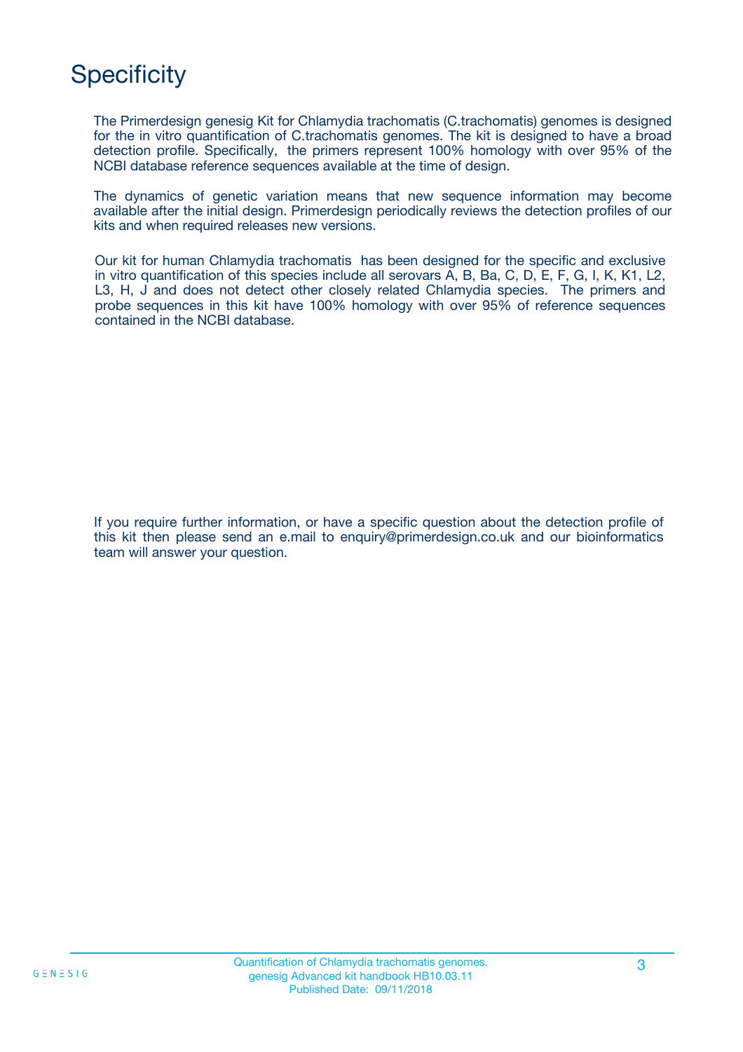# Specificity

The Primerdesign genesig Kit for Chlamydia trachomatis (C.trachomatis) genomes is designed for the in vitro quantification of C.trachomatis genomes. The kit is designed to have a broad detection profile. Specifically, the primers represent 100% homology with over 95% of the NCBI database reference sequences available at the time of design.

The dynamics of genetic variation means that new sequence information may become available after the initial design. Primerdesign periodically reviews the detection profiles of our kits and when required releases new versions.

Our kit for human Chlamydia trachomatis has been designed for the specific and exclusive in vitro quantification of this species include all serovars A, B, Ba, C, D, E, F, G, I, K, K1, L2, L3, H, J and does not detect other closely related Chlamydia species. The primers and probe sequences in this kit have 100% homology with over 95% of reference sequences contained in the NCBI database.

If you require further information, or have a specific question about the detection profile of this kit then please send an e.mail to enquiry@primerdesign.co.uk and our bioinformatics team will answer your question.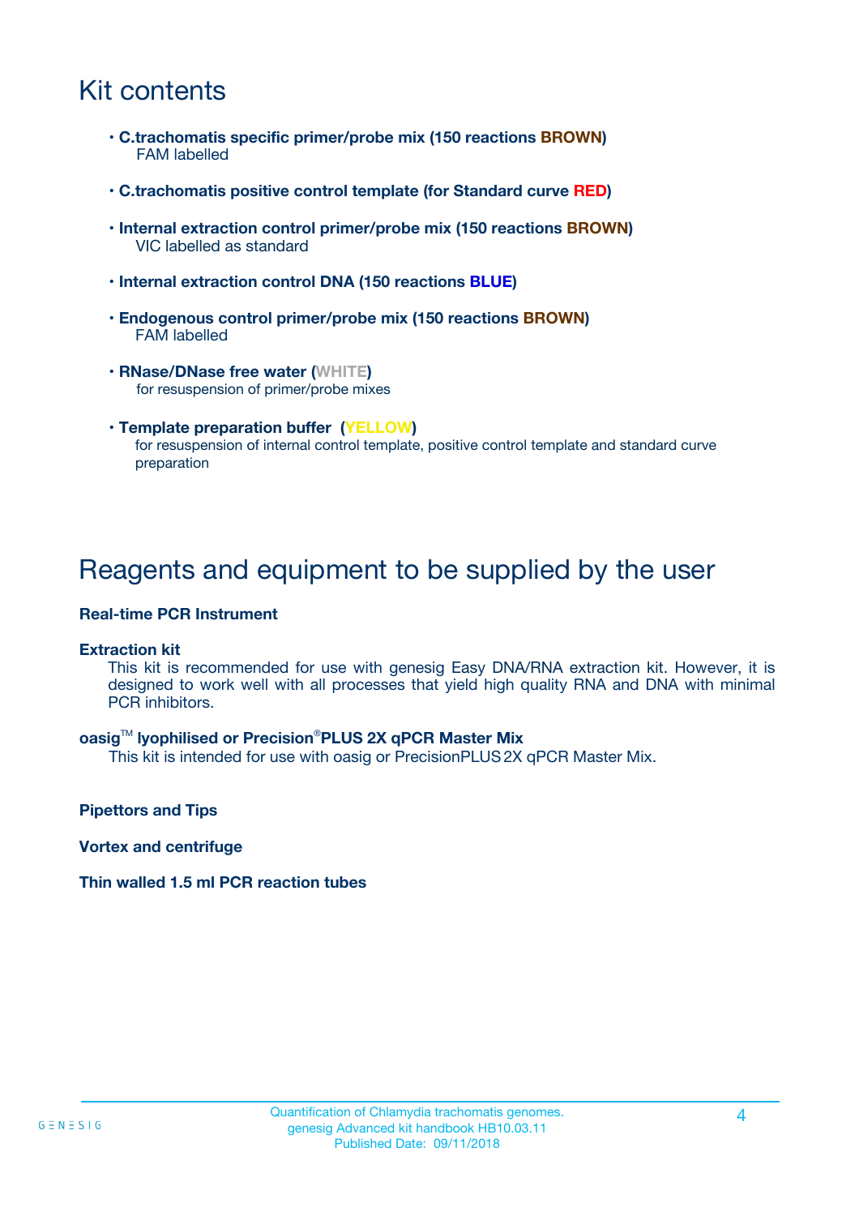# Kit contents

- **C.trachomatis specific primer/probe mix (150 reactions BROWN)**
  FAM labelled
- **C.trachomatis positive control template (for Standard curve RED)**
- **Internal extraction control primer/probe mix (150 reactions BROWN)**
  VIC labelled as standard
- **Internal extraction control DNA (150 reactions BLUE)**
- **Endogenous control primer/probe mix (150 reactions BROWN)**
  FAM labelled
- **RNase/DNase free water (WHITE)**
  for resuspension of primer/probe mixes
- **Template preparation buffer (YELLOW)**
  for resuspension of internal control template, positive control template and standard curve preparation

# Reagents and equipment to be supplied by the user

**Real-time PCR Instrument**

**Extraction kit**

This kit is recommended for use with genesig Easy DNA/RNA extraction kit. However, it is designed to work well with all processes that yield high quality RNA and DNA with minimal PCR inhibitors.

**oasig™ lyophilised or Precision®PLUS 2X qPCR Master Mix**

This kit is intended for use with oasig or PrecisionPLUS 2X qPCR Master Mix.

**Pipettors and Tips**

**Vortex and centrifuge**

**Thin walled 1.5 ml PCR reaction tubes**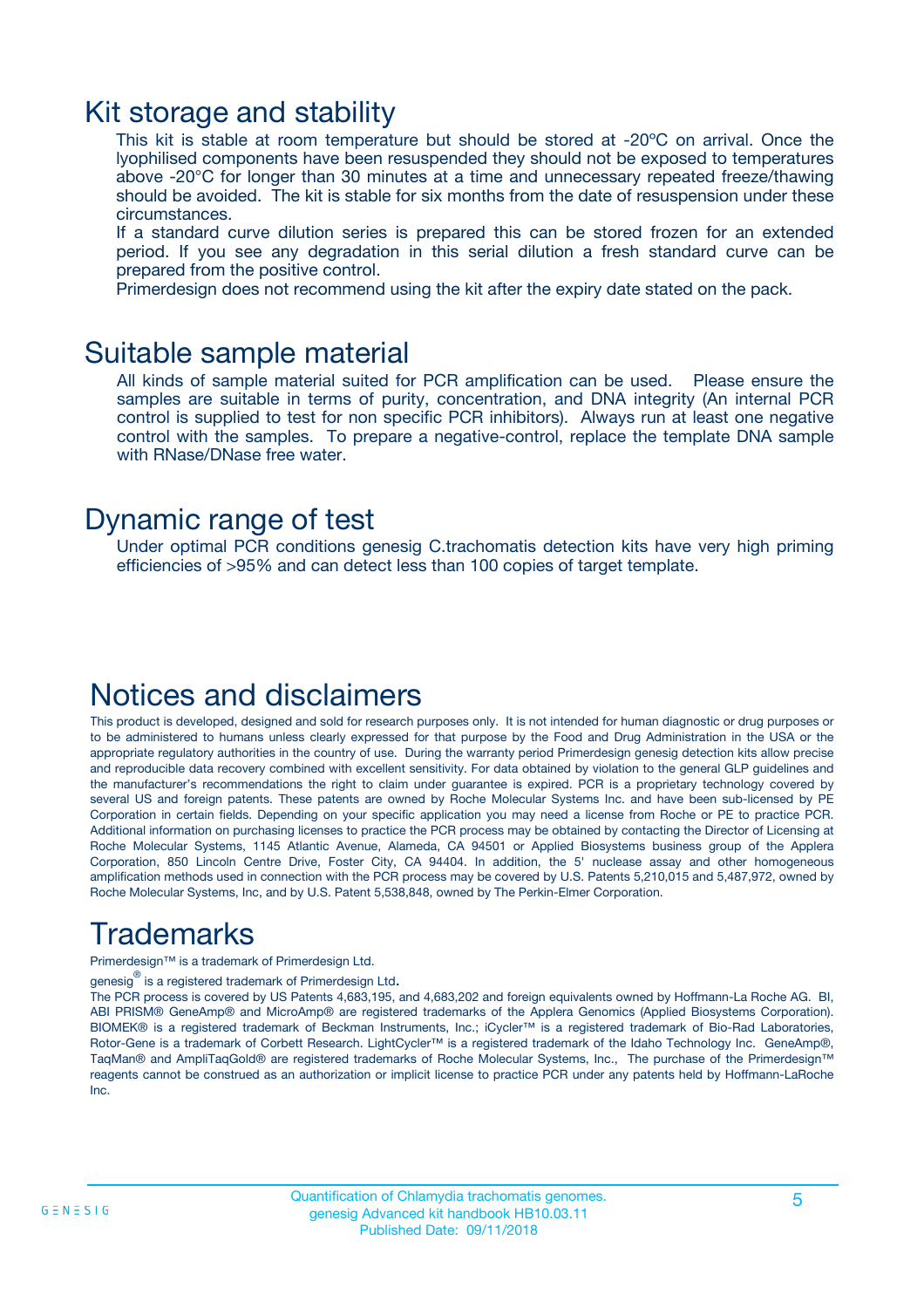# Kit storage and stability

This kit is stable at room temperature but should be stored at -20ºC on arrival. Once the lyophilised components have been resuspended they should not be exposed to temperatures above -20°C for longer than 30 minutes at a time and unnecessary repeated freeze/thawing should be avoided. The kit is stable for six months from the date of resuspension under these circumstances.

If a standard curve dilution series is prepared this can be stored frozen for an extended period. If you see any degradation in this serial dilution a fresh standard curve can be prepared from the positive control.

Primerdesign does not recommend using the kit after the expiry date stated on the pack.

# Suitable sample material

All kinds of sample material suited for PCR amplification can be used. Please ensure the samples are suitable in terms of purity, concentration, and DNA integrity (An internal PCR control is supplied to test for non specific PCR inhibitors). Always run at least one negative control with the samples. To prepare a negative-control, replace the template DNA sample with RNase/DNase free water.

# Dynamic range of test

Under optimal PCR conditions genesig C.trachomatis detection kits have very high priming efficiencies of >95% and can detect less than 100 copies of target template.

# Notices and disclaimers

This product is developed, designed and sold for research purposes only. It is not intended for human diagnostic or drug purposes or to be administered to humans unless clearly expressed for that purpose by the Food and Drug Administration in the USA or the appropriate regulatory authorities in the country of use. During the warranty period Primerdesign genesig detection kits allow precise and reproducible data recovery combined with excellent sensitivity. For data obtained by violation to the general GLP guidelines and the manufacturer's recommendations the right to claim under guarantee is expired. PCR is a proprietary technology covered by several US and foreign patents. These patents are owned by Roche Molecular Systems Inc. and have been sub-licensed by PE Corporation in certain fields. Depending on your specific application you may need a license from Roche or PE to practice PCR. Additional information on purchasing licenses to practice the PCR process may be obtained by contacting the Director of Licensing at Roche Molecular Systems, 1145 Atlantic Avenue, Alameda, CA 94501 or Applied Biosystems business group of the Applera Corporation, 850 Lincoln Centre Drive, Foster City, CA 94404. In addition, the 5' nuclease assay and other homogeneous amplification methods used in connection with the PCR process may be covered by U.S. Patents 5,210,015 and 5,487,972, owned by Roche Molecular Systems, Inc, and by U.S. Patent 5,538,848, owned by The Perkin-Elmer Corporation.

# Trademarks

Primerdesign™ is a trademark of Primerdesign Ltd.

genesig® is a registered trademark of Primerdesign Ltd.

The PCR process is covered by US Patents 4,683,195, and 4,683,202 and foreign equivalents owned by Hoffmann-La Roche AG. BI, ABI PRISM® GeneAmp® and MicroAmp® are registered trademarks of the Applera Genomics (Applied Biosystems Corporation). BIOMEK® is a registered trademark of Beckman Instruments, Inc.; iCycler™ is a registered trademark of Bio-Rad Laboratories, Rotor-Gene is a trademark of Corbett Research. LightCycler™ is a registered trademark of the Idaho Technology Inc. GeneAmp®, TaqMan® and AmpliTaqGold® are registered trademarks of Roche Molecular Systems, Inc., The purchase of the Primerdesign™ reagents cannot be construed as an authorization or implicit license to practice PCR under any patents held by Hoffmann-LaRoche Inc.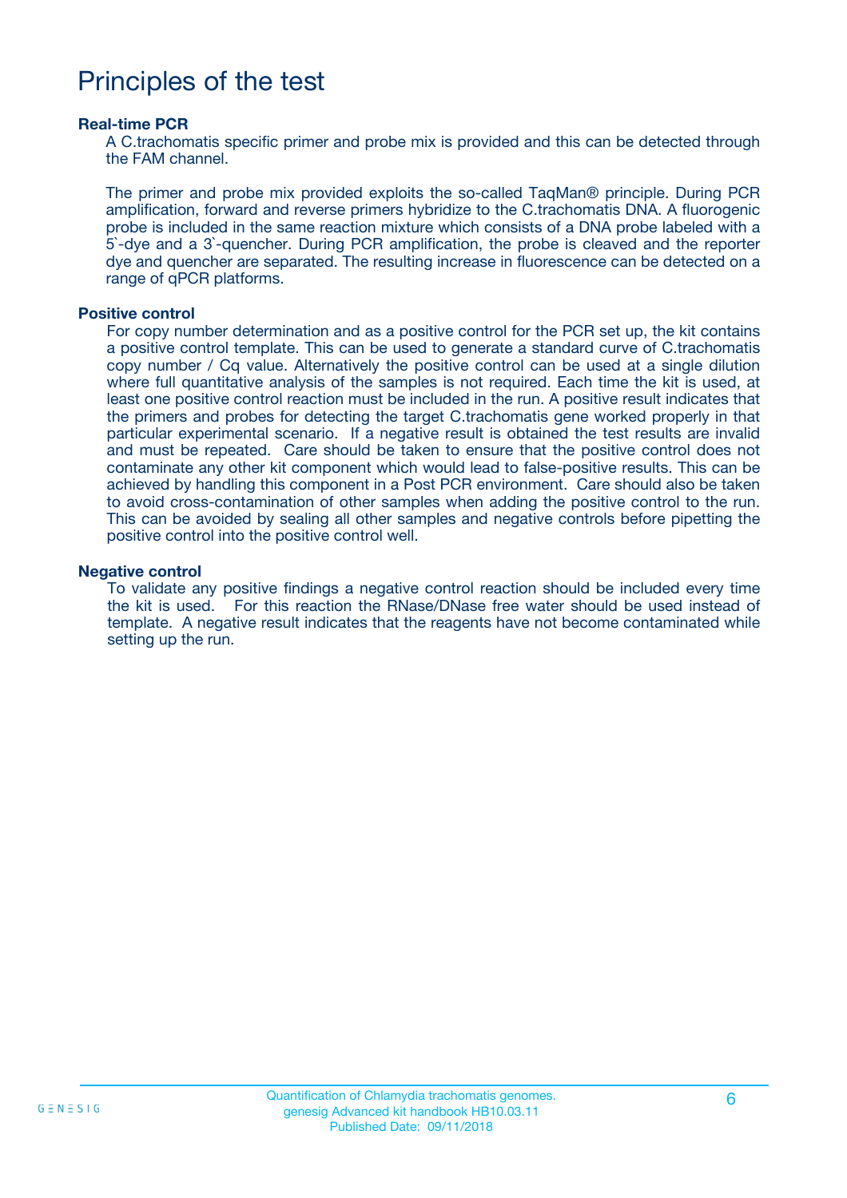# Principles of the test

### Real-time PCR

A C.trachomatis specific primer and probe mix is provided and this can be detected through the FAM channel.

The primer and probe mix provided exploits the so-called TaqMan® principle. During PCR amplification, forward and reverse primers hybridize to the C.trachomatis DNA. A fluorogenic probe is included in the same reaction mixture which consists of a DNA probe labeled with a 5`-dye and a 3`-quencher. During PCR amplification, the probe is cleaved and the reporter dye and quencher are separated. The resulting increase in fluorescence can be detected on a range of qPCR platforms.

### Positive control

For copy number determination and as a positive control for the PCR set up, the kit contains a positive control template. This can be used to generate a standard curve of C.trachomatis copy number / Cq value. Alternatively the positive control can be used at a single dilution where full quantitative analysis of the samples is not required. Each time the kit is used, at least one positive control reaction must be included in the run. A positive result indicates that the primers and probes for detecting the target C.trachomatis gene worked properly in that particular experimental scenario. If a negative result is obtained the test results are invalid and must be repeated. Care should be taken to ensure that the positive control does not contaminate any other kit component which would lead to false-positive results. This can be achieved by handling this component in a Post PCR environment. Care should also be taken to avoid cross-contamination of other samples when adding the positive control to the run. This can be avoided by sealing all other samples and negative controls before pipetting the positive control into the positive control well.

### Negative control

To validate any positive findings a negative control reaction should be included every time the kit is used. For this reaction the RNase/DNase free water should be used instead of template. A negative result indicates that the reagents have not become contaminated while setting up the run.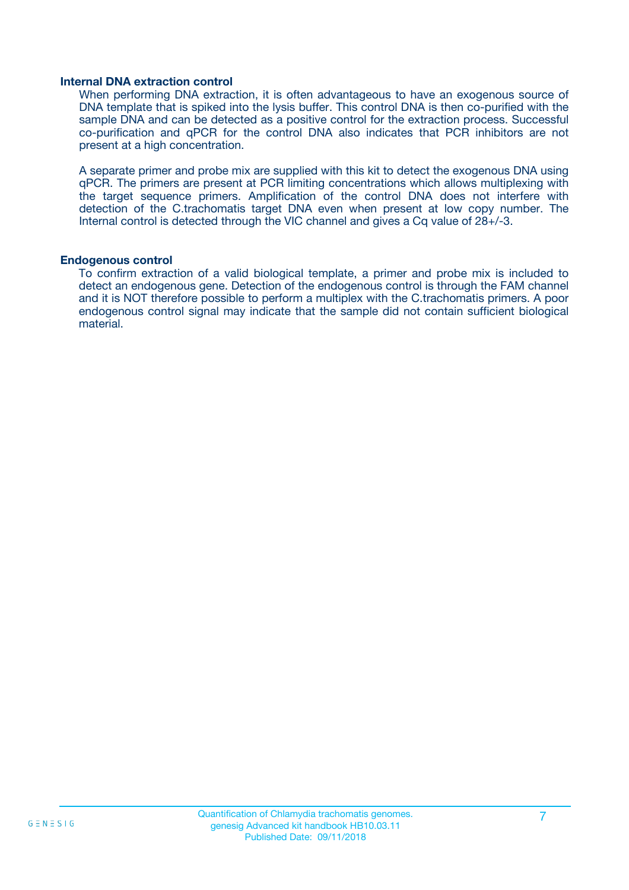### Internal DNA extraction control

When performing DNA extraction, it is often advantageous to have an exogenous source of DNA template that is spiked into the lysis buffer. This control DNA is then co-purified with the sample DNA and can be detected as a positive control for the extraction process. Successful co-purification and qPCR for the control DNA also indicates that PCR inhibitors are not present at a high concentration.

A separate primer and probe mix are supplied with this kit to detect the exogenous DNA using qPCR. The primers are present at PCR limiting concentrations which allows multiplexing with the target sequence primers. Amplification of the control DNA does not interfere with detection of the C.trachomatis target DNA even when present at low copy number. The Internal control is detected through the VIC channel and gives a Cq value of 28+/-3.

### Endogenous control

To confirm extraction of a valid biological template, a primer and probe mix is included to detect an endogenous gene. Detection of the endogenous control is through the FAM channel and it is NOT therefore possible to perform a multiplex with the C.trachomatis primers. A poor endogenous control signal may indicate that the sample did not contain sufficient biological material.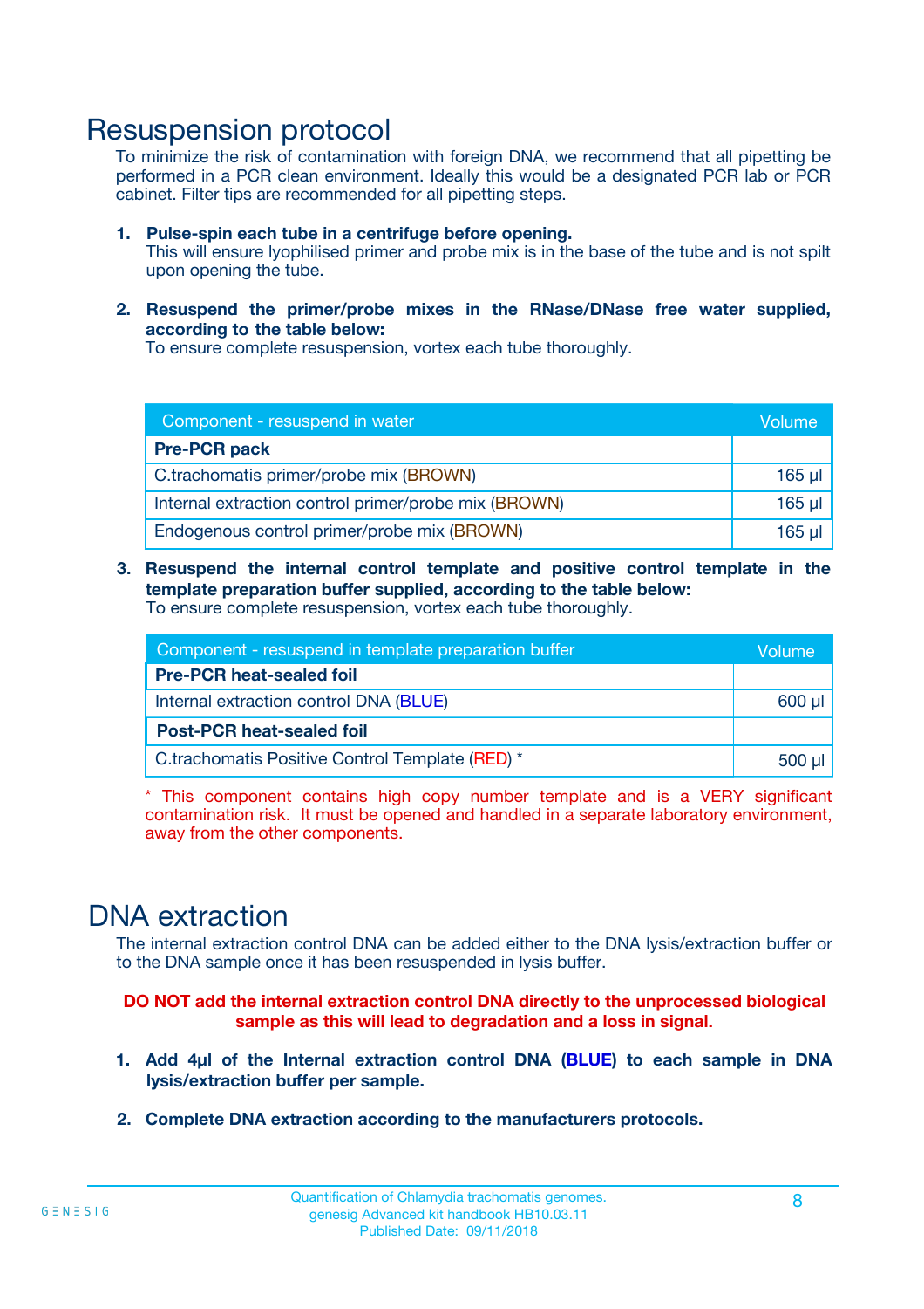# Resuspension protocol

To minimize the risk of contamination with foreign DNA, we recommend that all pipetting be performed in a PCR clean environment. Ideally this would be a designated PCR lab or PCR cabinet. Filter tips are recommended for all pipetting steps.

1. **Pulse-spin each tube in a centrifuge before opening.**
   This will ensure lyophilised primer and probe mix is in the base of the tube and is not spilt upon opening the tube.

2. **Resuspend the primer/probe mixes in the RNase/DNase free water supplied, according to the table below:**
   To ensure complete resuspension, vortex each tube thoroughly.

| Component - resuspend in water | Volume |
|---|---|
| **Pre-PCR pack** | |
| C.trachomatis primer/probe mix (BROWN) | 165 µl |
| Internal extraction control primer/probe mix (BROWN) | 165 µl |
| Endogenous control primer/probe mix (BROWN) | 165 µl |

3. **Resuspend the internal control template and positive control template in the template preparation buffer supplied, according to the table below:**
   To ensure complete resuspension, vortex each tube thoroughly.

| Component - resuspend in template preparation buffer | Volume |
|---|---|
| **Pre-PCR heat-sealed foil** | |
| Internal extraction control DNA (BLUE) | 600 µl |
| **Post-PCR heat-sealed foil** | |
| C.trachomatis Positive Control Template (RED) * | 500 µl |

\* This component contains high copy number template and is a VERY significant contamination risk. It must be opened and handled in a separate laboratory environment, away from the other components.

# DNA extraction

The internal extraction control DNA can be added either to the DNA lysis/extraction buffer or to the DNA sample once it has been resuspended in lysis buffer.

**DO NOT add the internal extraction control DNA directly to the unprocessed biological sample as this will lead to degradation and a loss in signal.**

1. **Add 4µl of the Internal extraction control DNA (BLUE) to each sample in DNA lysis/extraction buffer per sample.**

2. **Complete DNA extraction according to the manufacturers protocols.**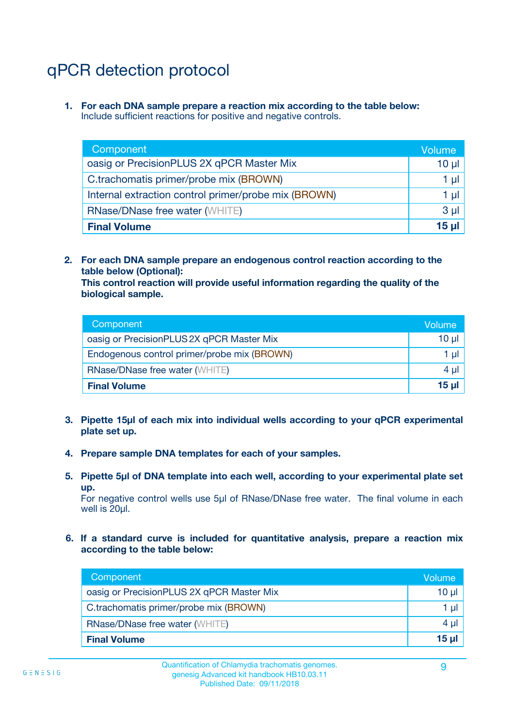# qPCR detection protocol

1. **For each DNA sample prepare a reaction mix according to the table below:**
   Include sufficient reactions for positive and negative controls.

| Component | Volume |
|---|---|
| oasig or PrecisionPLUS 2X qPCR Master Mix | 10 µl |
| C.trachomatis primer/probe mix (BROWN) | 1 µl |
| Internal extraction control primer/probe mix (BROWN) | 1 µl |
| RNase/DNase free water (WHITE) | 3 µl |
| **Final Volume** | **15 µl** |

2. **For each DNA sample prepare an endogenous control reaction according to the table below (Optional):**
   **This control reaction will provide useful information regarding the quality of the biological sample.**

| Component | Volume |
|---|---|
| oasig or PrecisionPLUS 2X qPCR Master Mix | 10 µl |
| Endogenous control primer/probe mix (BROWN) | 1 µl |
| RNase/DNase free water (WHITE) | 4 µl |
| **Final Volume** | **15 µl** |

3. **Pipette 15µl of each mix into individual wells according to your qPCR experimental plate set up.**

4. **Prepare sample DNA templates for each of your samples.**

5. **Pipette 5µl of DNA template into each well, according to your experimental plate set up.**
   For negative control wells use 5µl of RNase/DNase free water. The final volume in each well is 20µl.

6. **If a standard curve is included for quantitative analysis, prepare a reaction mix according to the table below:**

| Component | Volume |
|---|---|
| oasig or PrecisionPLUS 2X qPCR Master Mix | 10 µl |
| C.trachomatis primer/probe mix (BROWN) | 1 µl |
| RNase/DNase free water (WHITE) | 4 µl |
| **Final Volume** | **15 µl** |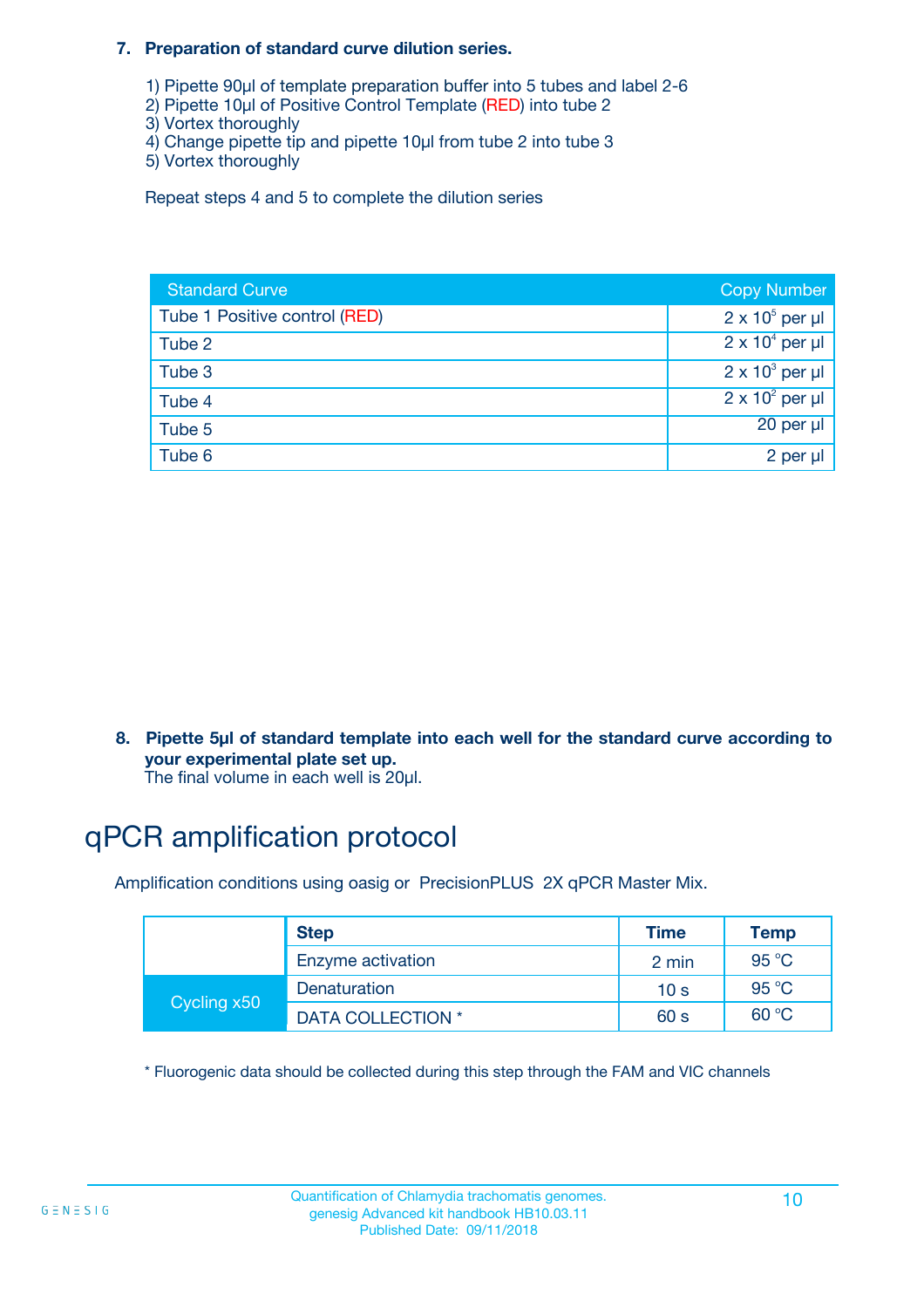**7. Preparation of standard curve dilution series.**

1) Pipette 90µl of template preparation buffer into 5 tubes and label 2-6
2) Pipette 10µl of Positive Control Template (RED) into tube 2
3) Vortex thoroughly
4) Change pipette tip and pipette 10µl from tube 2 into tube 3
5) Vortex thoroughly

Repeat steps 4 and 5 to complete the dilution series

| Standard Curve | Copy Number |
|---|---|
| Tube 1 Positive control (RED) | $2 \times 10^5$ per µl |
| Tube 2 | $2 \times 10^4$ per µl |
| Tube 3 | $2 \times 10^3$ per µl |
| Tube 4 | $2 \times 10^2$ per µl |
| Tube 5 | 20 per µl |
| Tube 6 | 2 per µl |

**8. Pipette 5µl of standard template into each well for the standard curve according to your experimental plate set up.**
The final volume in each well is 20µl.

# qPCR amplification protocol

Amplification conditions using oasig or PrecisionPLUS 2X qPCR Master Mix.

| | Step | Time | Temp |
|---|---|---|---|
| | Enzyme activation | 2 min | 95 °C |
| Cycling x50 | Denaturation | 10 s | 95 °C |
| | DATA COLLECTION * | 60 s | 60 °C |

* Fluorogenic data should be collected during this step through the FAM and VIC channels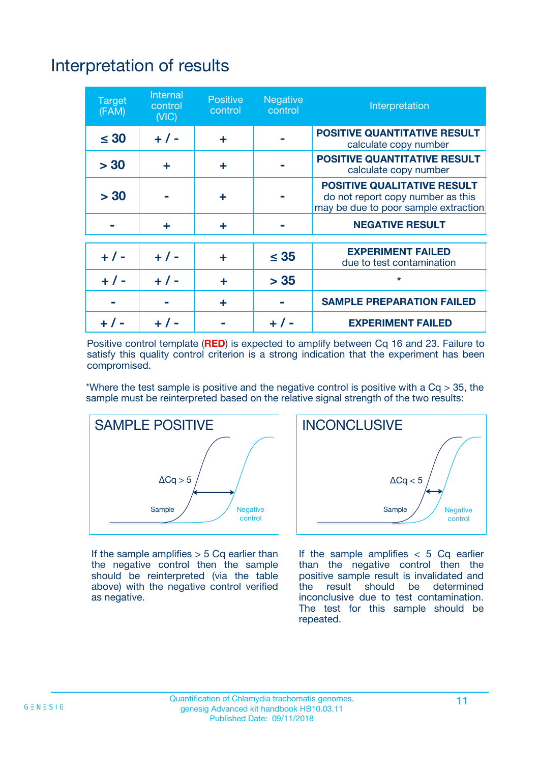# Interpretation of results

| Target (FAM) | Internal control (VIC) | Positive control | Negative control | Interpretation |
|---|---|---|---|---|
| ≤ 30 | + / - | + | - | **POSITIVE QUANTITATIVE RESULT** calculate copy number |
| > 30 | + | + | - | **POSITIVE QUANTITATIVE RESULT** calculate copy number |
| > 30 | - | + | - | **POSITIVE QUALITATIVE RESULT** do not report copy number as this may be due to poor sample extraction |
| - | + | + | - | **NEGATIVE RESULT** |
| + / - | + / - | + | ≤ 35 | **EXPERIMENT FAILED** due to test contamination |
| + / - | + / - | + | > 35 | * |
| - | - | + | - | **SAMPLE PREPARATION FAILED** |
| + / - | + / - | - | + / - | **EXPERIMENT FAILED** |

Positive control template (**RED**) is expected to amplify between Cq 16 and 23. Failure to satisfy this quality control criterion is a strong indication that the experiment has been compromised.

*Where the test sample is positive and the negative control is positive with a Cq > 35, the sample must be reinterpreted based on the relative signal strength of the two results:

**SAMPLE POSITIVE**

ΔCq > 5

Sample

Negative control

If the sample amplifies > 5 Cq earlier than the negative control then the sample should be reinterpreted (via the table above) with the negative control verified as negative.

**INCONCLUSIVE**

ΔCq < 5

Sample

Negative control

If the sample amplifies < 5 Cq earlier than the negative control then the positive sample result is invalidated and the result should be determined inconclusive due to test contamination. The test for this sample should be repeated.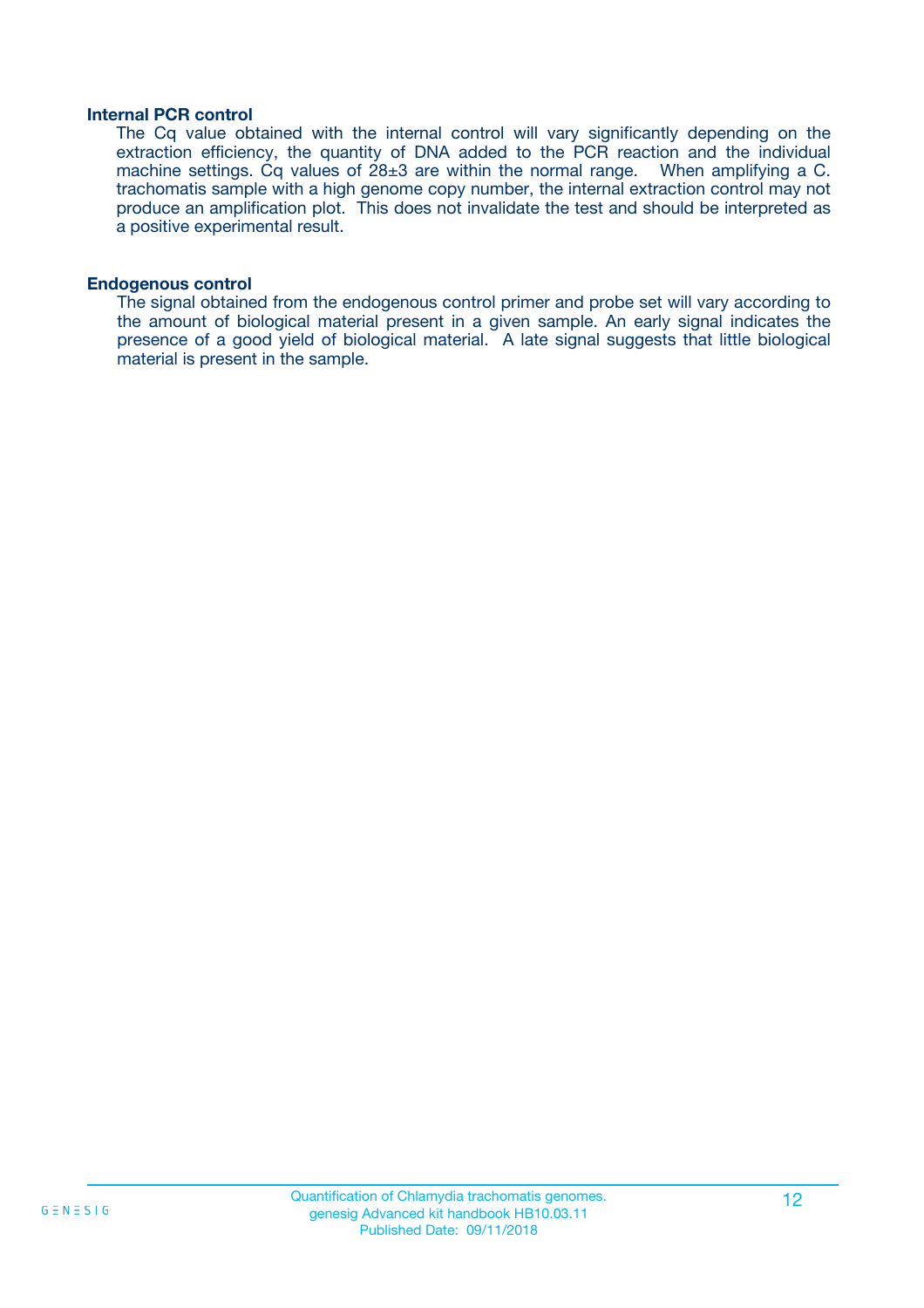### Internal PCR control

The Cq value obtained with the internal control will vary significantly depending on the extraction efficiency, the quantity of DNA added to the PCR reaction and the individual machine settings. Cq values of 28±3 are within the normal range. When amplifying a C. trachomatis sample with a high genome copy number, the internal extraction control may not produce an amplification plot. This does not invalidate the test and should be interpreted as a positive experimental result.

### Endogenous control

The signal obtained from the endogenous control primer and probe set will vary according to the amount of biological material present in a given sample. An early signal indicates the presence of a good yield of biological material. A late signal suggests that little biological material is present in the sample.